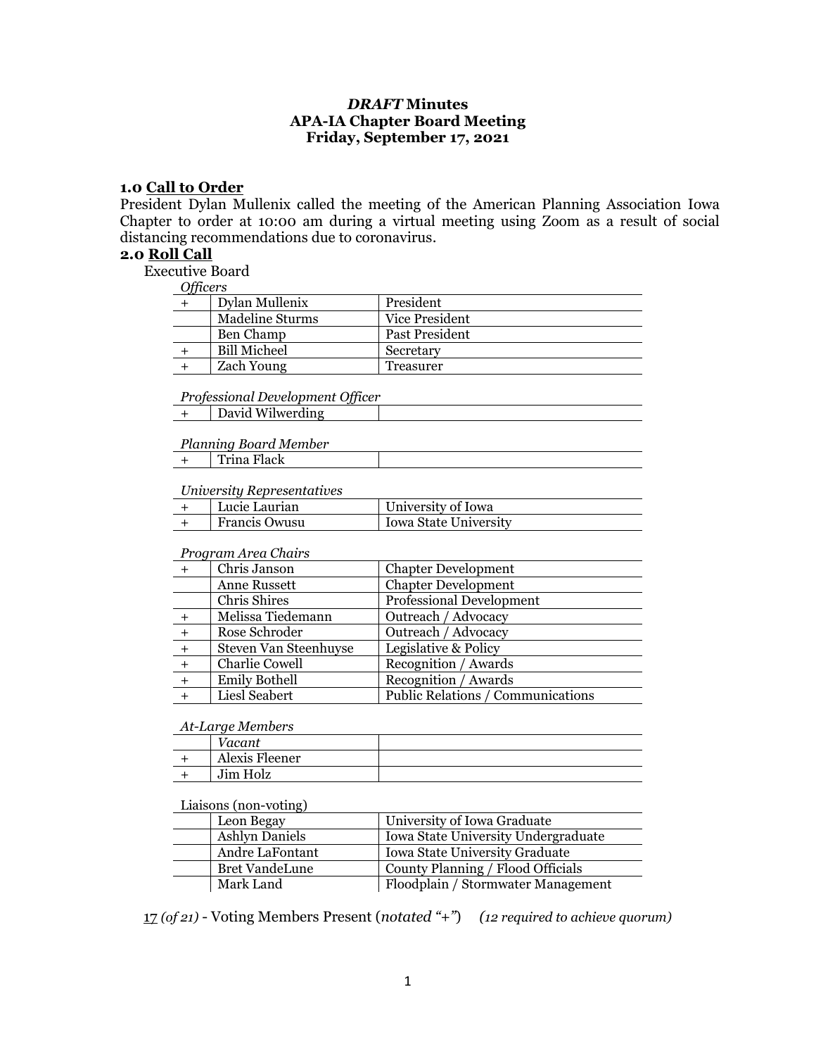# *DRAFT* Minutes
# APA-IA Chapter Board Meeting
# Friday, September 17, 2021

## 1.0 Call to Order

President Dylan Mullenix called the meeting of the American Planning Association Iowa Chapter to order at 10:00 am during a virtual meeting using Zoom as a result of social distancing recommendations due to coronavirus.

## 2.0 Roll Call

Executive Board

*Officers*

| | | |
|---|---|---|
| + | Dylan Mullenix | President |
| | Madeline Sturms | Vice President |
| | Ben Champ | Past President |
| + | Bill Micheel | Secretary |
| + | Zach Young | Treasurer |

*Professional Development Officer*

| | | |
|---|---|---|
| + | David Wilwerding | |

*Planning Board Member*

| | | |
|---|---|---|
| + | Trina Flack | |

*University Representatives*

| | | |
|---|---|---|
| + | Lucie Laurian | University of Iowa |
| + | Francis Owusu | Iowa State University |

*Program Area Chairs*

| | | |
|---|---|---|
| + | Chris Janson | Chapter Development |
| | Anne Russett | Chapter Development |
| | Chris Shires | Professional Development |
| + | Melissa Tiedemann | Outreach / Advocacy |
| + | Rose Schroder | Outreach / Advocacy |
| + | Steven Van Steenhuyse | Legislative & Policy |
| + | Charlie Cowell | Recognition / Awards |
| + | Emily Bothell | Recognition / Awards |
| + | Liesl Seabert | Public Relations / Communications |

*At-Large Members*

| | | |
|---|---|---|
| | *Vacant* | |
| + | Alexis Fleener | |
| + | Jim Holz | |

Liaisons (non-voting)

| | | |
|---|---|---|
| | Leon Begay | University of Iowa Graduate |
| | Ashlyn Daniels | Iowa State University Undergraduate |
| | Andre LaFontant | Iowa State University Graduate |
| | Bret VandeLune | County Planning / Flood Officials |
| | Mark Land | Floodplain / Stormwater Management |

17 *(of 21)* - Voting Members Present (*notated "+"*) *(12 required to achieve quorum)*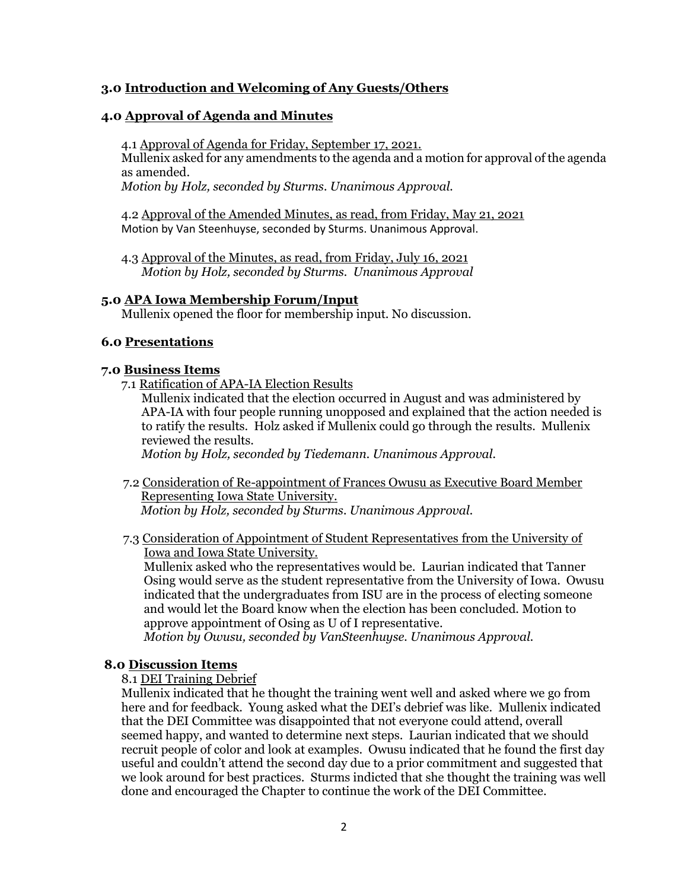## 3.0 Introduction and Welcoming of Any Guests/Others

## 4.0 Approval of Agenda and Minutes

4.1 Approval of Agenda for Friday, September 17, 2021.
Mullenix asked for any amendments to the agenda and a motion for approval of the agenda as amended.
*Motion by Holz, seconded by Sturms. Unanimous Approval.*

4.2 Approval of the Amended Minutes, as read, from Friday, May 21, 2021
Motion by Van Steenhuyse, seconded by Sturms. Unanimous Approval.

4.3 Approval of the Minutes, as read, from Friday, July 16, 2021
*Motion by Holz, seconded by Sturms. Unanimous Approval*

## 5.0 APA Iowa Membership Forum/Input

Mullenix opened the floor for membership input. No discussion.

## 6.0 Presentations

## 7.0 Business Items

7.1 Ratification of APA-IA Election Results
Mullenix indicated that the election occurred in August and was administered by APA-IA with four people running unopposed and explained that the action needed is to ratify the results. Holz asked if Mullenix could go through the results. Mullenix reviewed the results.
*Motion by Holz, seconded by Tiedemann. Unanimous Approval.*

7.2 Consideration of Re-appointment of Frances Owusu as Executive Board Member Representing Iowa State University.
*Motion by Holz, seconded by Sturms. Unanimous Approval.*

7.3 Consideration of Appointment of Student Representatives from the University of Iowa and Iowa State University.
Mullenix asked who the representatives would be. Laurian indicated that Tanner Osing would serve as the student representative from the University of Iowa. Owusu indicated that the undergraduates from ISU are in the process of electing someone and would let the Board know when the election has been concluded. Motion to approve appointment of Osing as U of I representative.
*Motion by Owusu, seconded by VanSteenhuyse. Unanimous Approval.*

## 8.0 Discussion Items

8.1 DEI Training Debrief
Mullenix indicated that he thought the training went well and asked where we go from here and for feedback. Young asked what the DEI's debrief was like. Mullenix indicated that the DEI Committee was disappointed that not everyone could attend, overall seemed happy, and wanted to determine next steps. Laurian indicated that we should recruit people of color and look at examples. Owusu indicated that he found the first day useful and couldn't attend the second day due to a prior commitment and suggested that we look around for best practices. Sturms indicted that she thought the training was well done and encouraged the Chapter to continue the work of the DEI Committee.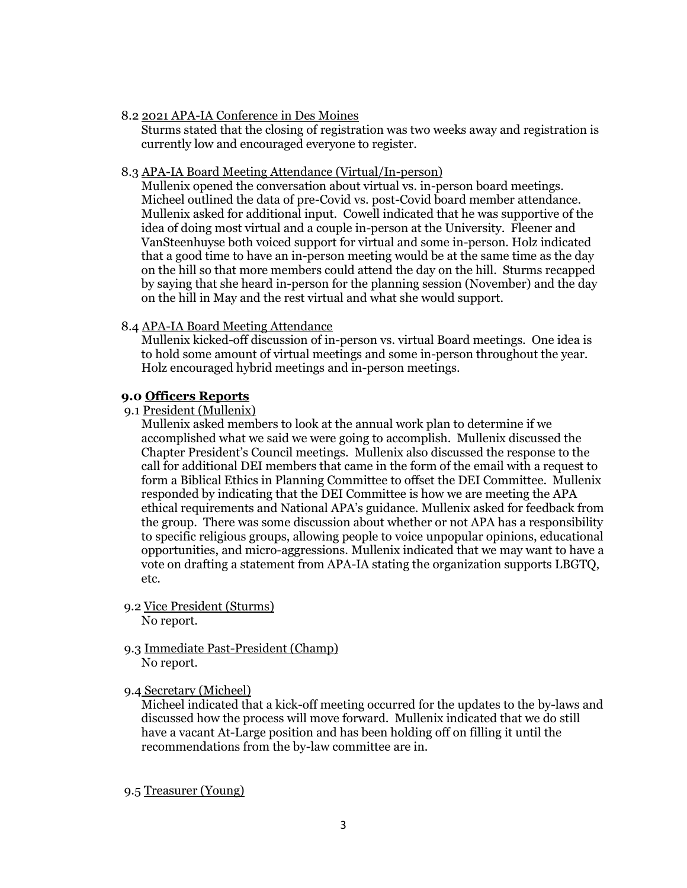8.2 2021 APA-IA Conference in Des Moines

Sturms stated that the closing of registration was two weeks away and registration is currently low and encouraged everyone to register.

8.3 APA-IA Board Meeting Attendance (Virtual/In-person)

Mullenix opened the conversation about virtual vs. in-person board meetings. Micheel outlined the data of pre-Covid vs. post-Covid board member attendance. Mullenix asked for additional input. Cowell indicated that he was supportive of the idea of doing most virtual and a couple in-person at the University. Fleener and VanSteenhuyse both voiced support for virtual and some in-person. Holz indicated that a good time to have an in-person meeting would be at the same time as the day on the hill so that more members could attend the day on the hill. Sturms recapped by saying that she heard in-person for the planning session (November) and the day on the hill in May and the rest virtual and what she would support.

8.4 APA-IA Board Meeting Attendance

Mullenix kicked-off discussion of in-person vs. virtual Board meetings. One idea is to hold some amount of virtual meetings and some in-person throughout the year. Holz encouraged hybrid meetings and in-person meetings.

## 9.0 Officers Reports

9.1 President (Mullenix)

Mullenix asked members to look at the annual work plan to determine if we accomplished what we said we were going to accomplish. Mullenix discussed the Chapter President's Council meetings. Mullenix also discussed the response to the call for additional DEI members that came in the form of the email with a request to form a Biblical Ethics in Planning Committee to offset the DEI Committee. Mullenix responded by indicating that the DEI Committee is how we are meeting the APA ethical requirements and National APA's guidance. Mullenix asked for feedback from the group. There was some discussion about whether or not APA has a responsibility to specific religious groups, allowing people to voice unpopular opinions, educational opportunities, and micro-aggressions. Mullenix indicated that we may want to have a vote on drafting a statement from APA-IA stating the organization supports LBGTQ, etc.

9.2 Vice President (Sturms)

No report.

9.3 Immediate Past-President (Champ)

No report.

9.4 Secretary (Micheel)

Micheel indicated that a kick-off meeting occurred for the updates to the by-laws and discussed how the process will move forward. Mullenix indicated that we do still have a vacant At-Large position and has been holding off on filling it until the recommendations from the by-law committee are in.

9.5 Treasurer (Young)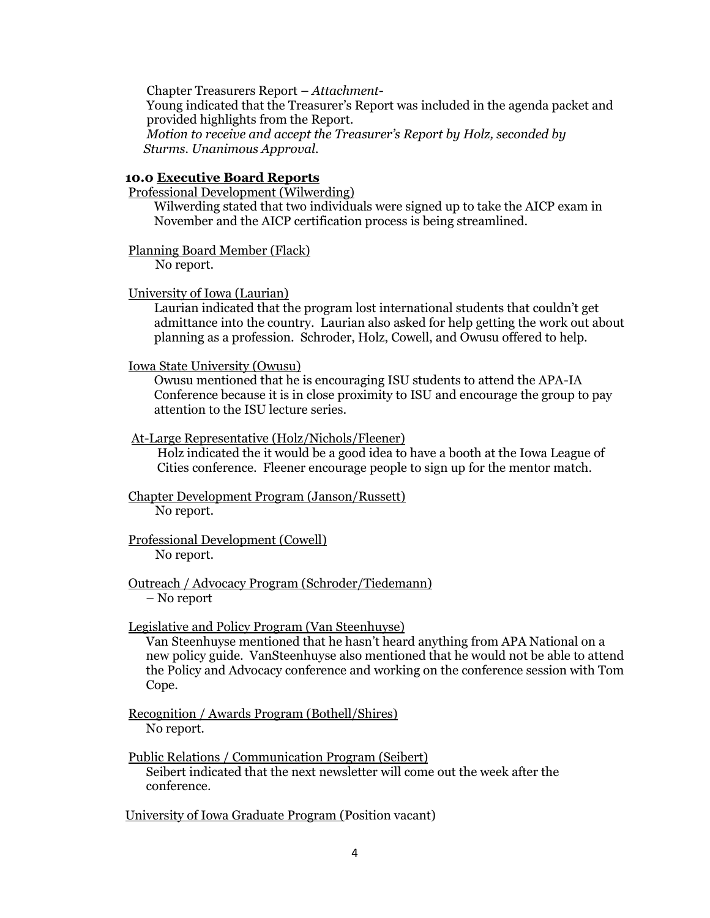Chapter Treasurers Report – *Attachment-*

Young indicated that the Treasurer's Report was included in the agenda packet and provided highlights from the Report.

*Motion to receive and accept the Treasurer's Report by Holz, seconded by Sturms. Unanimous Approval.*

## 10.0 Executive Board Reports

Professional Development (Wilwerding)

Wilwerding stated that two individuals were signed up to take the AICP exam in November and the AICP certification process is being streamlined.

Planning Board Member (Flack)

No report.

University of Iowa (Laurian)

Laurian indicated that the program lost international students that couldn't get admittance into the country. Laurian also asked for help getting the work out about planning as a profession. Schroder, Holz, Cowell, and Owusu offered to help.

Iowa State University (Owusu)

Owusu mentioned that he is encouraging ISU students to attend the APA-IA Conference because it is in close proximity to ISU and encourage the group to pay attention to the ISU lecture series.

At-Large Representative (Holz/Nichols/Fleener)

Holz indicated the it would be a good idea to have a booth at the Iowa League of Cities conference. Fleener encourage people to sign up for the mentor match.

Chapter Development Program (Janson/Russett)

No report.

Professional Development (Cowell)

No report.

Outreach / Advocacy Program (Schroder/Tiedemann)

– No report

Legislative and Policy Program (Van Steenhuyse)

Van Steenhuyse mentioned that he hasn't heard anything from APA National on a new policy guide. VanSteenhuyse also mentioned that he would not be able to attend the Policy and Advocacy conference and working on the conference session with Tom Cope.

Recognition / Awards Program (Bothell/Shires)

No report.

Public Relations / Communication Program (Seibert)

Seibert indicated that the next newsletter will come out the week after the conference.

University of Iowa Graduate Program (Position vacant)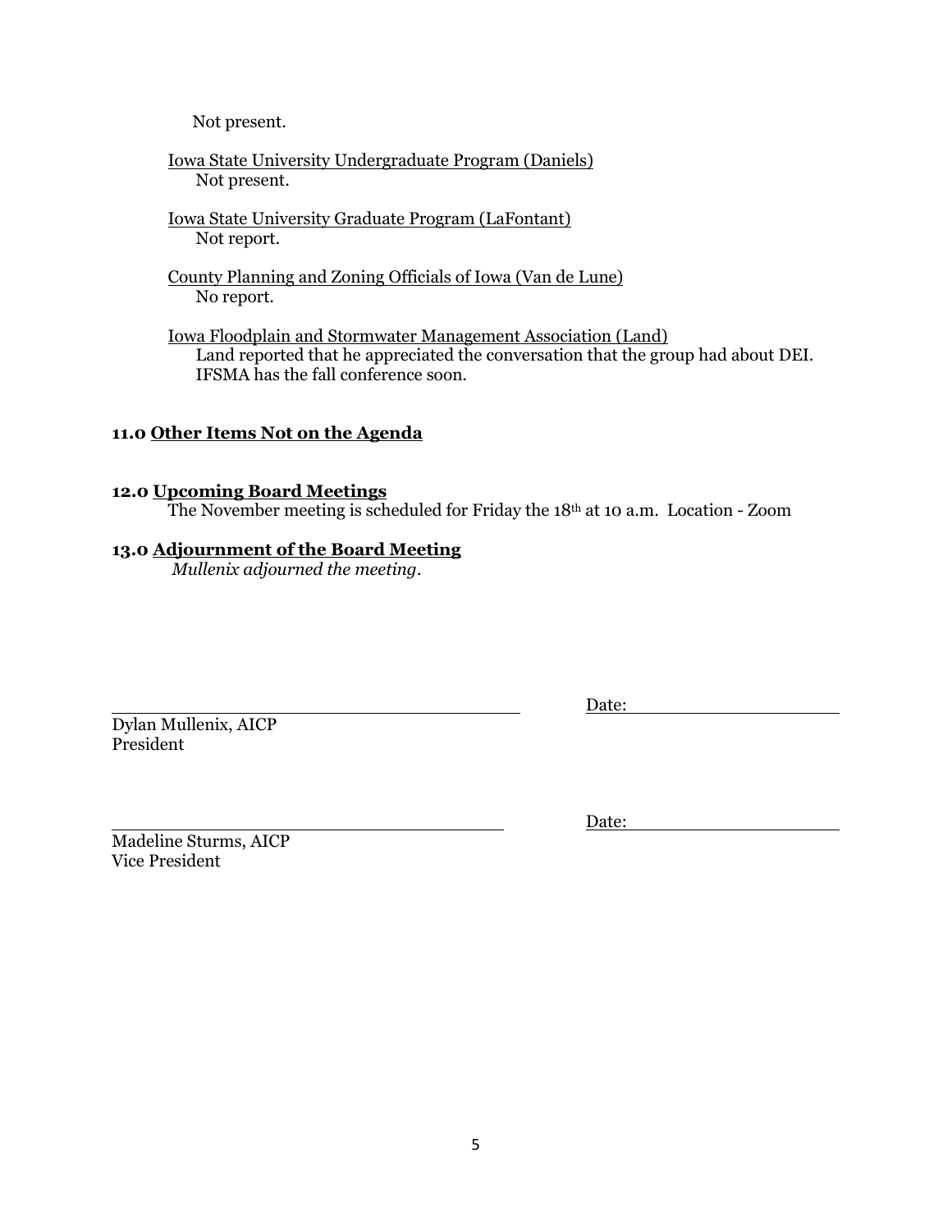Not present.

Iowa State University Undergraduate Program (Daniels)
Not present.

Iowa State University Graduate Program (LaFontant)
Not report.

County Planning and Zoning Officials of Iowa (Van de Lune)
No report.

Iowa Floodplain and Stormwater Management Association (Land)
Land reported that he appreciated the conversation that the group had about DEI. IFSMA has the fall conference soon.

**11.0 Other Items Not on the Agenda**

**12.0 Upcoming Board Meetings**

The November meeting is scheduled for Friday the 18th at 10 a.m. Location - Zoom

**13.0 Adjournment of the Board Meeting**

*Mullenix adjourned the meeting*.

\_\_\_\_\_\_\_\_\_\_\_\_\_\_\_\_\_\_\_\_\_\_\_\_\_\_\_\_\_\_\_\_\_\_ Date: \_\_\_\_\_\_\_\_\_\_\_\_\_\_\_\_\_\_\_\_

Dylan Mullenix, AICP
President

\_\_\_\_\_\_\_\_\_\_\_\_\_\_\_\_\_\_\_\_\_\_\_\_\_\_\_\_\_\_\_\_\_\_ Date: \_\_\_\_\_\_\_\_\_\_\_\_\_\_\_\_\_\_\_\_

Madeline Sturms, AICP
Vice President